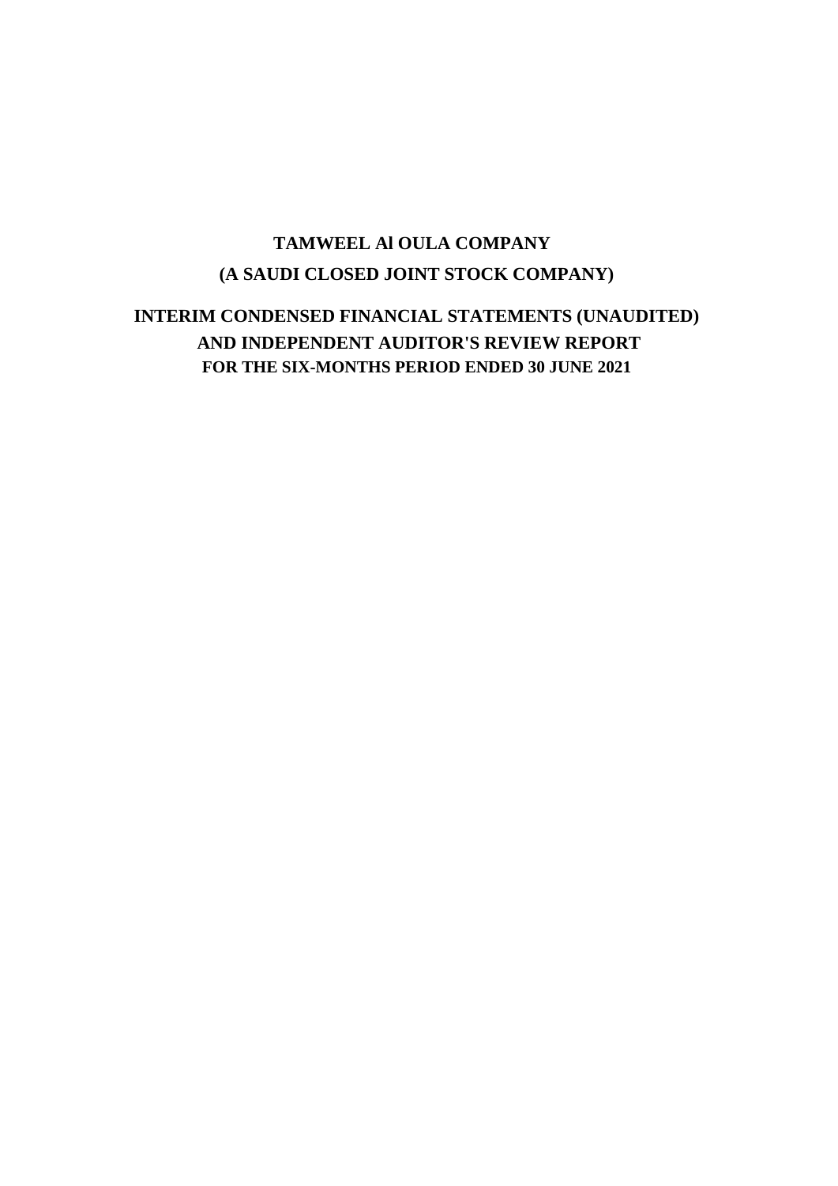# TAMWEEL Al OULA COMPANY

## (A SAUDI CLOSED JOINT STOCK COMPANY)

## INTERIM CONDENSED FINANCIAL STATEMENTS (UNAUDITED) AND INDEPENDENT AUDITOR'S REVIEW REPORT

### FOR THE SIX-MONTHS PERIOD ENDED 30 JUNE 2021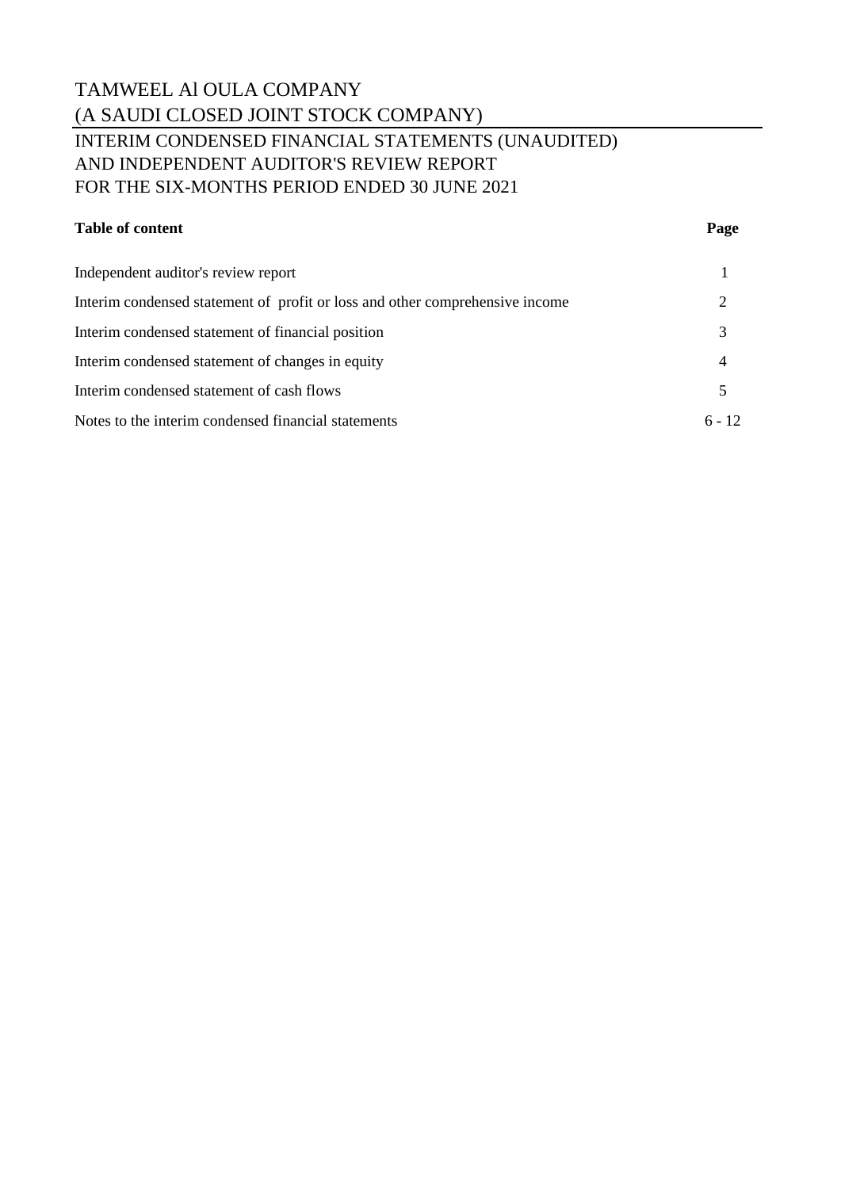# TAMWEEL Al OULA COMPANY
## (A SAUDI CLOSED JOINT STOCK COMPANY)

## INTERIM CONDENSED FINANCIAL STATEMENTS (UNAUDITED) AND INDEPENDENT AUDITOR'S REVIEW REPORT FOR THE SIX-MONTHS PERIOD ENDED 30 JUNE 2021

| **Table of content** | **Page** |
|---|---|
| Independent auditor's review report | 1 |
| Interim condensed statement of profit or loss and other comprehensive income | 2 |
| Interim condensed statement of financial position | 3 |
| Interim condensed statement of changes in equity | 4 |
| Interim condensed statement of cash flows | 5 |
| Notes to the interim condensed financial statements | 6 - 12 |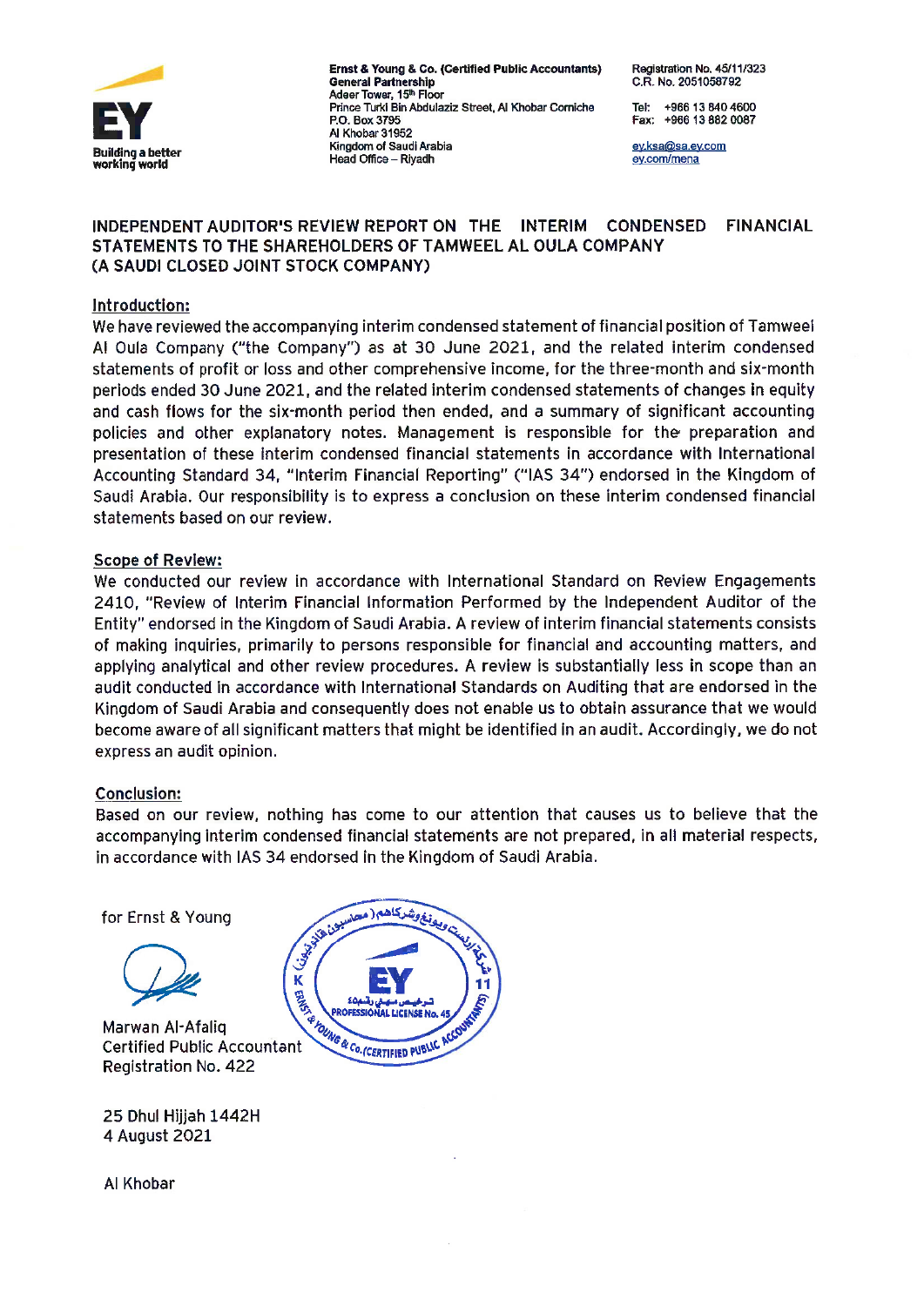Ernst & Young & Co. (Certified Public Accountants)
General Partnership
Adeer Tower, 15th Floor
Prince Turki Bin Abdulaziz Street, Al Khobar Corniche
P.O. Box 3795
Al Khobar 31952
Kingdom of Saudi Arabia
Head Office – Riyadh

Registration No. 45/11/323
C.R. No. 2051058792

Tel: +966 13 840 4600
Fax: +966 13 882 0087

ey.ksa@sa.ey.com
ey.com/mena

## INDEPENDENT AUDITOR'S REVIEW REPORT ON THE INTERIM CONDENSED FINANCIAL STATEMENTS TO THE SHAREHOLDERS OF TAMWEEL AL OULA COMPANY (A SAUDI CLOSED JOINT STOCK COMPANY)

**Introduction:**

We have reviewed the accompanying interim condensed statement of financial position of Tamweel Al Oula Company ("the Company") as at 30 June 2021, and the related interim condensed statements of profit or loss and other comprehensive income, for the three-month and six-month periods ended 30 June 2021, and the related interim condensed statements of changes in equity and cash flows for the six-month period then ended, and a summary of significant accounting policies and other explanatory notes. Management is responsible for the preparation and presentation of these interim condensed financial statements in accordance with International Accounting Standard 34, "Interim Financial Reporting" ("IAS 34") endorsed in the Kingdom of Saudi Arabia. Our responsibility is to express a conclusion on these interim condensed financial statements based on our review.

**Scope of Review:**

We conducted our review in accordance with International Standard on Review Engagements 2410, "Review of Interim Financial Information Performed by the Independent Auditor of the Entity" endorsed in the Kingdom of Saudi Arabia. A review of interim financial statements consists of making inquiries, primarily to persons responsible for financial and accounting matters, and applying analytical and other review procedures. A review is substantially less in scope than an audit conducted in accordance with International Standards on Auditing that are endorsed in the Kingdom of Saudi Arabia and consequently does not enable us to obtain assurance that we would become aware of all significant matters that might be identified in an audit. Accordingly, we do not express an audit opinion.

**Conclusion:**

Based on our review, nothing has come to our attention that causes us to believe that the accompanying interim condensed financial statements are not prepared, in all material respects, in accordance with IAS 34 endorsed in the Kingdom of Saudi Arabia.

for Ernst & Young

Marwan Al-Afaliq
Certified Public Accountant
Registration No. 422

25 Dhul Hijjah 1442H
4 August 2021

Al Khobar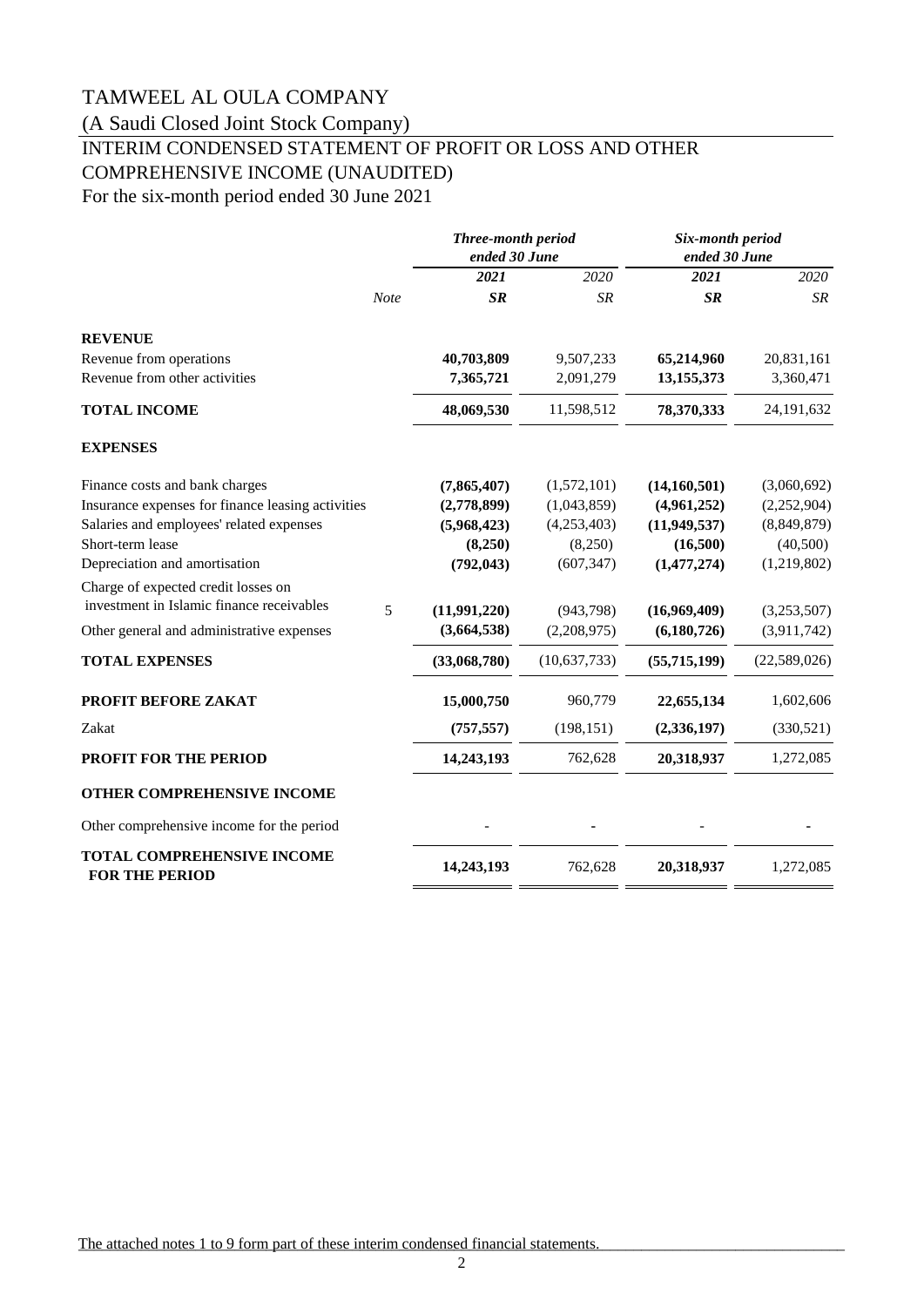# TAMWEEL AL OULA COMPANY

(A Saudi Closed Joint Stock Company)

## INTERIM CONDENSED STATEMENT OF PROFIT OR LOSS AND OTHER COMPREHENSIVE INCOME (UNAUDITED)

For the six-month period ended 30 June 2021

| | Note | *Three-month period ended 30 June* | | *Six-month period ended 30 June* | |
|---|---|---|---|---|---|
| | | ***2021*** | *2020* | ***2021*** | *2020* |
| | | ***SR*** | *SR* | ***SR*** | *SR* |
| **REVENUE** | | | | | |
| Revenue from operations | | **40,703,809** | 9,507,233 | **65,214,960** | 20,831,161 |
| Revenue from other activities | | **7,365,721** | 2,091,279 | **13,155,373** | 3,360,471 |
| **TOTAL INCOME** | | **48,069,530** | 11,598,512 | **78,370,333** | 24,191,632 |
| **EXPENSES** | | | | | |
| Finance costs and bank charges | | **(7,865,407)** | (1,572,101) | **(14,160,501)** | (3,060,692) |
| Insurance expenses for finance leasing activities | | **(2,778,899)** | (1,043,859) | **(4,961,252)** | (2,252,904) |
| Salaries and employees' related expenses | | **(5,968,423)** | (4,253,403) | **(11,949,537)** | (8,849,879) |
| Short-term lease | | **(8,250)** | (8,250) | **(16,500)** | (40,500) |
| Depreciation and amortisation | | **(792,043)** | (607,347) | **(1,477,274)** | (1,219,802) |
| Charge of expected credit losses on investment in Islamic finance receivables | 5 | **(11,991,220)** | (943,798) | **(16,969,409)** | (3,253,507) |
| Other general and administrative expenses | | **(3,664,538)** | (2,208,975) | **(6,180,726)** | (3,911,742) |
| **TOTAL EXPENSES** | | **(33,068,780)** | (10,637,733) | **(55,715,199)** | (22,589,026) |
| **PROFIT BEFORE ZAKAT** | | **15,000,750** | 960,779 | **22,655,134** | 1,602,606 |
| Zakat | | **(757,557)** | (198,151) | **(2,336,197)** | (330,521) |
| **PROFIT FOR THE PERIOD** | | **14,243,193** | 762,628 | **20,318,937** | 1,272,085 |
| **OTHER COMPREHENSIVE INCOME** | | | | | |
| Other comprehensive income for the period | | - | - | - | - |
| **TOTAL COMPREHENSIVE INCOME FOR THE PERIOD** | | **14,243,193** | 762,628 | **20,318,937** | 1,272,085 |

The attached notes 1 to 9 form part of these interim condensed financial statements.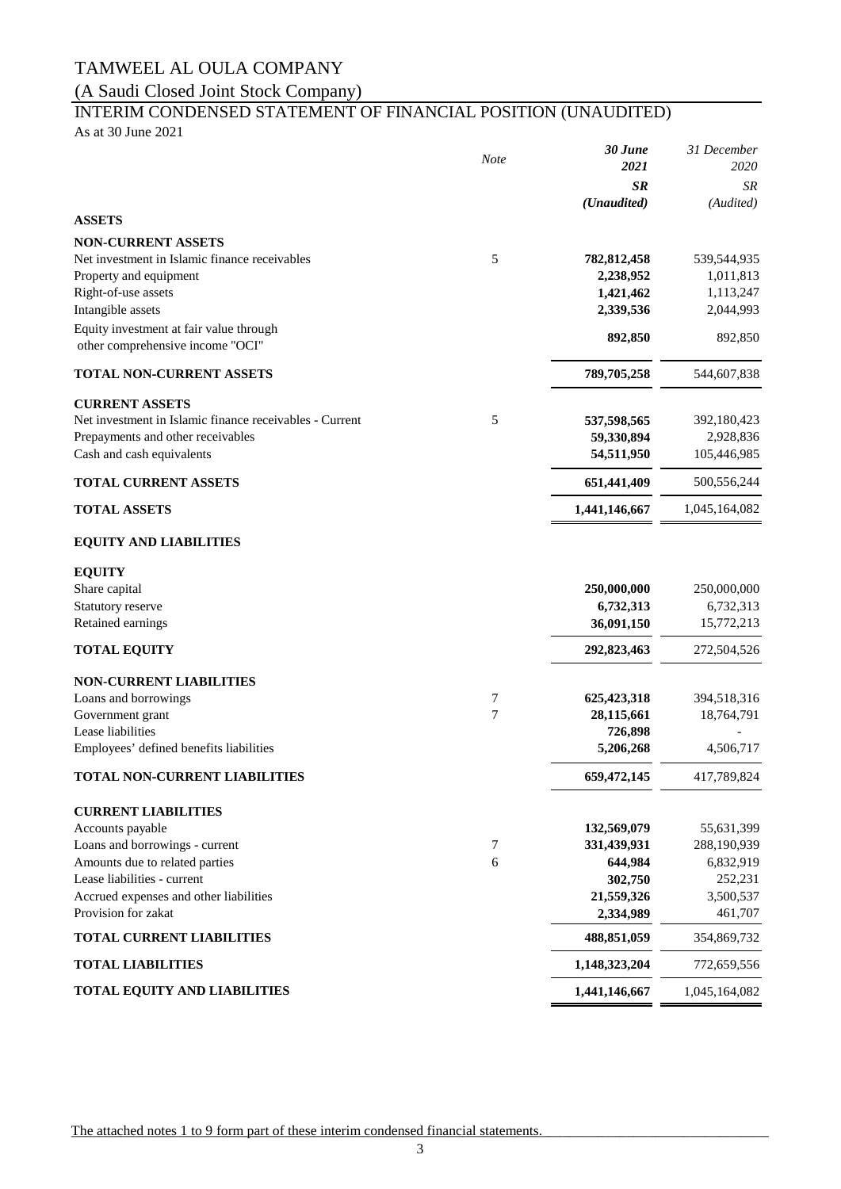# TAMWEEL AL OULA COMPANY

## (A Saudi Closed Joint Stock Company)

## INTERIM CONDENSED STATEMENT OF FINANCIAL POSITION (UNAUDITED)

As at 30 June 2021

| | *Note* | ***30 June 2021*** | *31 December 2020* |
|---|---|---|---|
| | | ***SR*** | *SR* |
| | | ***(Unaudited)*** | *(Audited)* |
| **ASSETS** | | | |
| **NON-CURRENT ASSETS** | | | |
| Net investment in Islamic finance receivables | 5 | **782,812,458** | 539,544,935 |
| Property and equipment | | **2,238,952** | 1,011,813 |
| Right-of-use assets | | **1,421,462** | 1,113,247 |
| Intangible assets | | **2,339,536** | 2,044,993 |
| Equity investment at fair value through other comprehensive income "OCI" | | **892,850** | 892,850 |
| **TOTAL NON-CURRENT ASSETS** | | **789,705,258** | 544,607,838 |
| **CURRENT ASSETS** | | | |
| Net investment in Islamic finance receivables - Current | 5 | **537,598,565** | 392,180,423 |
| Prepayments and other receivables | | **59,330,894** | 2,928,836 |
| Cash and cash equivalents | | **54,511,950** | 105,446,985 |
| **TOTAL CURRENT ASSETS** | | **651,441,409** | 500,556,244 |
| **TOTAL ASSETS** | | **1,441,146,667** | 1,045,164,082 |
| **EQUITY AND LIABILITIES** | | | |
| **EQUITY** | | | |
| Share capital | | **250,000,000** | 250,000,000 |
| Statutory reserve | | **6,732,313** | 6,732,313 |
| Retained earnings | | **36,091,150** | 15,772,213 |
| **TOTAL EQUITY** | | **292,823,463** | 272,504,526 |
| **NON-CURRENT LIABILITIES** | | | |
| Loans and borrowings | 7 | **625,423,318** | 394,518,316 |
| Government grant | 7 | **28,115,661** | 18,764,791 |
| Lease liabilities | | **726,898** | - |
| Employees' defined benefits liabilities | | **5,206,268** | 4,506,717 |
| **TOTAL NON-CURRENT LIABILITIES** | | **659,472,145** | 417,789,824 |
| **CURRENT LIABILITIES** | | | |
| Accounts payable | | **132,569,079** | 55,631,399 |
| Loans and borrowings - current | 7 | **331,439,931** | 288,190,939 |
| Amounts due to related parties | 6 | **644,984** | 6,832,919 |
| Lease liabilities - current | | **302,750** | 252,231 |
| Accrued expenses and other liabilities | | **21,559,326** | 3,500,537 |
| Provision for zakat | | **2,334,989** | 461,707 |
| **TOTAL CURRENT LIABILITIES** | | **488,851,059** | 354,869,732 |
| **TOTAL LIABILITIES** | | **1,148,323,204** | 772,659,556 |
| **TOTAL EQUITY AND LIABILITIES** | | **1,441,146,667** | 1,045,164,082 |

The attached notes 1 to 9 form part of these interim condensed financial statements.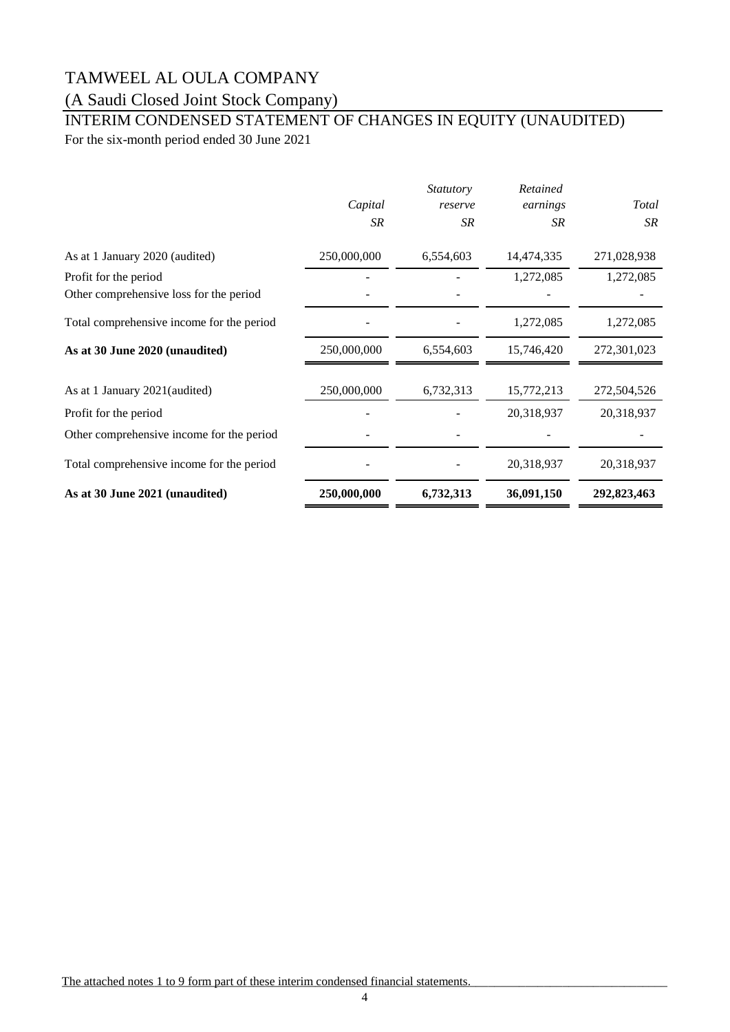# TAMWEEL AL OULA COMPANY

## (A Saudi Closed Joint Stock Company)

## INTERIM CONDENSED STATEMENT OF CHANGES IN EQUITY (UNAUDITED)

For the six-month period ended 30 June 2021

| | *Capital* | *Statutory reserve* | *Retained earnings* | *Total* |
|---|---|---|---|---|
| | *SR* | *SR* | *SR* | *SR* |
| As at 1 January 2020 (audited) | 250,000,000 | 6,554,603 | 14,474,335 | 271,028,938 |
| Profit for the period | - | - | 1,272,085 | 1,272,085 |
| Other comprehensive loss for the period | - | - | - | - |
| Total comprehensive income for the period | - | - | 1,272,085 | 1,272,085 |
| **As at 30 June 2020 (unaudited)** | 250,000,000 | 6,554,603 | 15,746,420 | 272,301,023 |
| As at 1 January 2021(audited) | 250,000,000 | 6,732,313 | 15,772,213 | 272,504,526 |
| Profit for the period | - | - | 20,318,937 | 20,318,937 |
| Other comprehensive income for the period | - | - | - | - |
| Total comprehensive income for the period | - | - | 20,318,937 | 20,318,937 |
| **As at 30 June 2021 (unaudited)** | **250,000,000** | **6,732,313** | **36,091,150** | **292,823,463** |

The attached notes 1 to 9 form part of these interim condensed financial statements.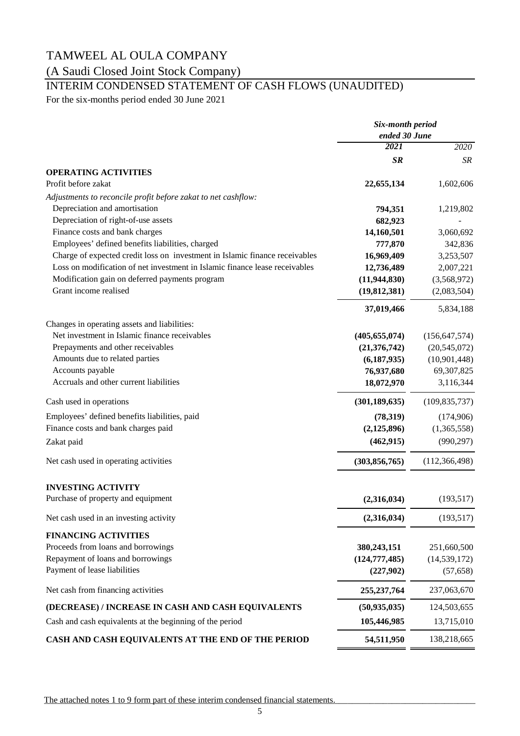# TAMWEEL AL OULA COMPANY

## (A Saudi Closed Joint Stock Company)

## INTERIM CONDENSED STATEMENT OF CASH FLOWS (UNAUDITED)

For the six-months period ended 30 June 2021

| | ***Six-month period ended 30 June*** | |
|---|---|---|
| | ***2021*** | *2020* |
| | ***SR*** | *SR* |
| **OPERATING ACTIVITIES** | | |
| Profit before zakat | **22,655,134** | 1,602,606 |
| *Adjustments to reconcile profit before zakat to net cashflow:* | | |
| Depreciation and amortisation | **794,351** | 1,219,802 |
| Depreciation of right-of-use assets | **682,923** | - |
| Finance costs and bank charges | **14,160,501** | 3,060,692 |
| Employees' defined benefits liabilities, charged | **777,870** | 342,836 |
| Charge of expected credit loss on investment in Islamic finance receivables | **16,969,409** | 3,253,507 |
| Loss on modification of net investment in Islamic finance lease receivables | **12,736,489** | 2,007,221 |
| Modification gain on deferred payments program | **(11,944,830)** | (3,568,972) |
| Grant income realised | **(19,812,381)** | (2,083,504) |
| | **37,019,466** | 5,834,188 |
| Changes in operating assets and liabilities: | | |
| Net investment in Islamic finance receivables | **(405,655,074)** | (156,647,574) |
| Prepayments and other receivables | **(21,376,742)** | (20,545,072) |
| Amounts due to related parties | **(6,187,935)** | (10,901,448) |
| Accounts payable | **76,937,680** | 69,307,825 |
| Accruals and other current liabilities | **18,072,970** | 3,116,344 |
| Cash used in operations | **(301,189,635)** | (109,835,737) |
| Employees' defined benefits liabilities, paid | **(78,319)** | (174,906) |
| Finance costs and bank charges paid | **(2,125,896)** | (1,365,558) |
| Zakat paid | **(462,915)** | (990,297) |
| Net cash used in operating activities | **(303,856,765)** | (112,366,498) |
| **INVESTING ACTIVITY** | | |
| Purchase of property and equipment | **(2,316,034)** | (193,517) |
| Net cash used in an investing activity | **(2,316,034)** | (193,517) |
| **FINANCING ACTIVITIES** | | |
| Proceeds from loans and borrowings | **380,243,151** | 251,660,500 |
| Repayment of loans and borrowings | **(124,777,485)** | (14,539,172) |
| Payment of lease liabilities | **(227,902)** | (57,658) |
| Net cash from financing activities | **255,237,764** | 237,063,670 |
| **(DECREASE) / INCREASE IN CASH AND CASH EQUIVALENTS** | **(50,935,035)** | 124,503,655 |
| Cash and cash equivalents at the beginning of the period | **105,446,985** | 13,715,010 |
| **CASH AND CASH EQUIVALENTS AT THE END OF THE PERIOD** | **54,511,950** | 138,218,665 |

The attached notes 1 to 9 form part of these interim condensed financial statements.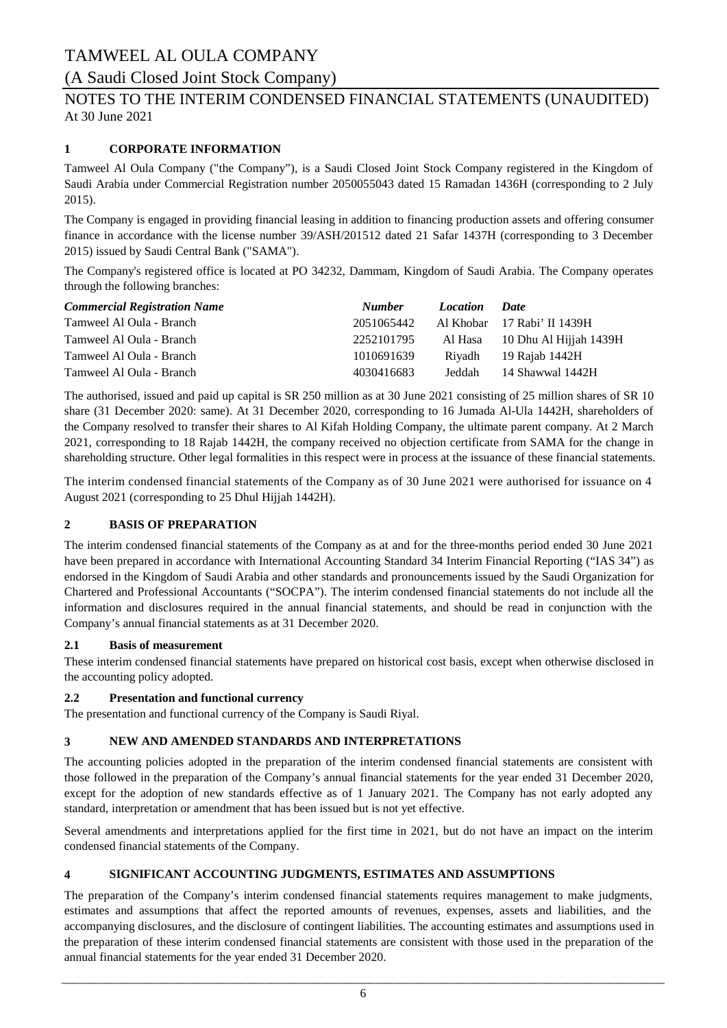# TAMWEEL AL OULA COMPANY

(A Saudi Closed Joint Stock Company)

NOTES TO THE INTERIM CONDENSED FINANCIAL STATEMENTS (UNAUDITED)
At 30 June 2021

## 1 CORPORATE INFORMATION

Tamweel Al Oula Company ("the Company"), is a Saudi Closed Joint Stock Company registered in the Kingdom of Saudi Arabia under Commercial Registration number 2050055043 dated 15 Ramadan 1436H (corresponding to 2 July 2015).

The Company is engaged in providing financial leasing in addition to financing production assets and offering consumer finance in accordance with the license number 39/ASH/201512 dated 21 Safar 1437H (corresponding to 3 December 2015) issued by Saudi Central Bank ("SAMA").

The Company's registered office is located at PO 34232, Dammam, Kingdom of Saudi Arabia. The Company operates through the following branches:

| *Commercial Registration Name* | *Number* | *Location* | *Date* |
|---|---|---|---|
| Tamweel Al Oula - Branch | 2051065442 | Al Khobar | 17 Rabi' II 1439H |
| Tamweel Al Oula - Branch | 2252101795 | Al Hasa | 10 Dhu Al Hijjah 1439H |
| Tamweel Al Oula - Branch | 1010691639 | Riyadh | 19 Rajab 1442H |
| Tamweel Al Oula - Branch | 4030416683 | Jeddah | 14 Shawwal 1442H |

The authorised, issued and paid up capital is SR 250 million as at 30 June 2021 consisting of 25 million shares of SR 10 share (31 December 2020: same). At 31 December 2020, corresponding to 16 Jumada Al-Ula 1442H, shareholders of the Company resolved to transfer their shares to Al Kifah Holding Company, the ultimate parent company. At 2 March 2021, corresponding to 18 Rajab 1442H, the company received no objection certificate from SAMA for the change in shareholding structure. Other legal formalities in this respect were in process at the issuance of these financial statements.

The interim condensed financial statements of the Company as of 30 June 2021 were authorised for issuance on 4 August 2021 (corresponding to 25 Dhul Hijjah 1442H).

## 2 BASIS OF PREPARATION

The interim condensed financial statements of the Company as at and for the three-months period ended 30 June 2021 have been prepared in accordance with International Accounting Standard 34 Interim Financial Reporting ("IAS 34") as endorsed in the Kingdom of Saudi Arabia and other standards and pronouncements issued by the Saudi Organization for Chartered and Professional Accountants ("SOCPA"). The interim condensed financial statements do not include all the information and disclosures required in the annual financial statements, and should be read in conjunction with the Company's annual financial statements as at 31 December 2020.

### 2.1 Basis of measurement

These interim condensed financial statements have prepared on historical cost basis, except when otherwise disclosed in the accounting policy adopted.

### 2.2 Presentation and functional currency

The presentation and functional currency of the Company is Saudi Riyal.

## 3 NEW AND AMENDED STANDARDS AND INTERPRETATIONS

The accounting policies adopted in the preparation of the interim condensed financial statements are consistent with those followed in the preparation of the Company's annual financial statements for the year ended 31 December 2020, except for the adoption of new standards effective as of 1 January 2021. The Company has not early adopted any standard, interpretation or amendment that has been issued but is not yet effective.

Several amendments and interpretations applied for the first time in 2021, but do not have an impact on the interim condensed financial statements of the Company.

## 4 SIGNIFICANT ACCOUNTING JUDGMENTS, ESTIMATES AND ASSUMPTIONS

The preparation of the Company's interim condensed financial statements requires management to make judgments, estimates and assumptions that affect the reported amounts of revenues, expenses, assets and liabilities, and the accompanying disclosures, and the disclosure of contingent liabilities. The accounting estimates and assumptions used in the preparation of these interim condensed financial statements are consistent with those used in the preparation of the annual financial statements for the year ended 31 December 2020.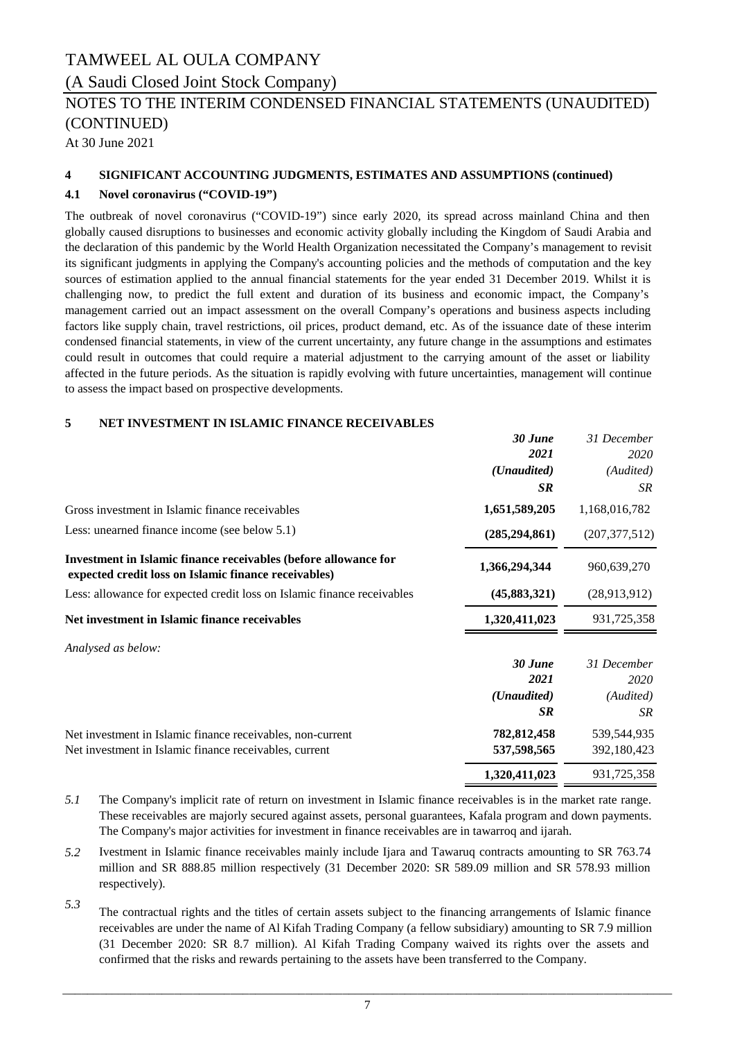# TAMWEEL AL OULA COMPANY

(A Saudi Closed Joint Stock Company)

NOTES TO THE INTERIM CONDENSED FINANCIAL STATEMENTS (UNAUDITED) (CONTINUED)

At 30 June 2021

## 4 SIGNIFICANT ACCOUNTING JUDGMENTS, ESTIMATES AND ASSUMPTIONS (continued)

### 4.1 Novel coronavirus ("COVID-19")

The outbreak of novel coronavirus ("COVID-19") since early 2020, its spread across mainland China and then globally caused disruptions to businesses and economic activity globally including the Kingdom of Saudi Arabia and the declaration of this pandemic by the World Health Organization necessitated the Company's management to revisit its significant judgments in applying the Company's accounting policies and the methods of computation and the key sources of estimation applied to the annual financial statements for the year ended 31 December 2019. Whilst it is challenging now, to predict the full extent and duration of its business and economic impact, the Company's management carried out an impact assessment on the overall Company's operations and business aspects including factors like supply chain, travel restrictions, oil prices, product demand, etc. As of the issuance date of these interim condensed financial statements, in view of the current uncertainty, any future change in the assumptions and estimates could result in outcomes that could require a material adjustment to the carrying amount of the asset or liability affected in the future periods. As the situation is rapidly evolving with future uncertainties, management will continue to assess the impact based on prospective developments.

## 5 NET INVESTMENT IN ISLAMIC FINANCE RECEIVABLES

| | ***30 June 2021 (Unaudited) SR*** | *31 December 2020 (Audited) SR* |
|---|---|---|
| Gross investment in Islamic finance receivables | **1,651,589,205** | 1,168,016,782 |
| Less: unearned finance income (see below 5.1) | **(285,294,861)** | (207,377,512) |
| **Investment in Islamic finance receivables (before allowance for expected credit loss on Islamic finance receivables)** | **1,366,294,344** | 960,639,270 |
| Less: allowance for expected credit loss on Islamic finance receivables | **(45,883,321)** | (28,913,912) |
| **Net investment in Islamic finance receivables** | **1,320,411,023** | 931,725,358 |

*Analysed as below:*

| | ***30 June 2021 (Unaudited) SR*** | *31 December 2020 (Audited) SR* |
|---|---|---|
| Net investment in Islamic finance receivables, non-current | **782,812,458** | 539,544,935 |
| Net investment in Islamic finance receivables, current | **537,598,565** | 392,180,423 |
| | **1,320,411,023** | 931,725,358 |

*5.1* The Company's implicit rate of return on investment in Islamic finance receivables is in the market rate range. These receivables are majorly secured against assets, personal guarantees, Kafala program and down payments. The Company's major activities for investment in finance receivables are in tawarroq and ijarah.

*5.2* Ivestment in Islamic finance receivables mainly include Ijara and Tawaruq contracts amounting to SR 763.74 million and SR 888.85 million respectively (31 December 2020: SR 589.09 million and SR 578.93 million respectively).

*5.3* The contractual rights and the titles of certain assets subject to the financing arrangements of Islamic finance receivables are under the name of Al Kifah Trading Company (a fellow subsidiary) amounting to SR 7.9 million (31 December 2020: SR 8.7 million). Al Kifah Trading Company waived its rights over the assets and confirmed that the risks and rewards pertaining to the assets have been transferred to the Company.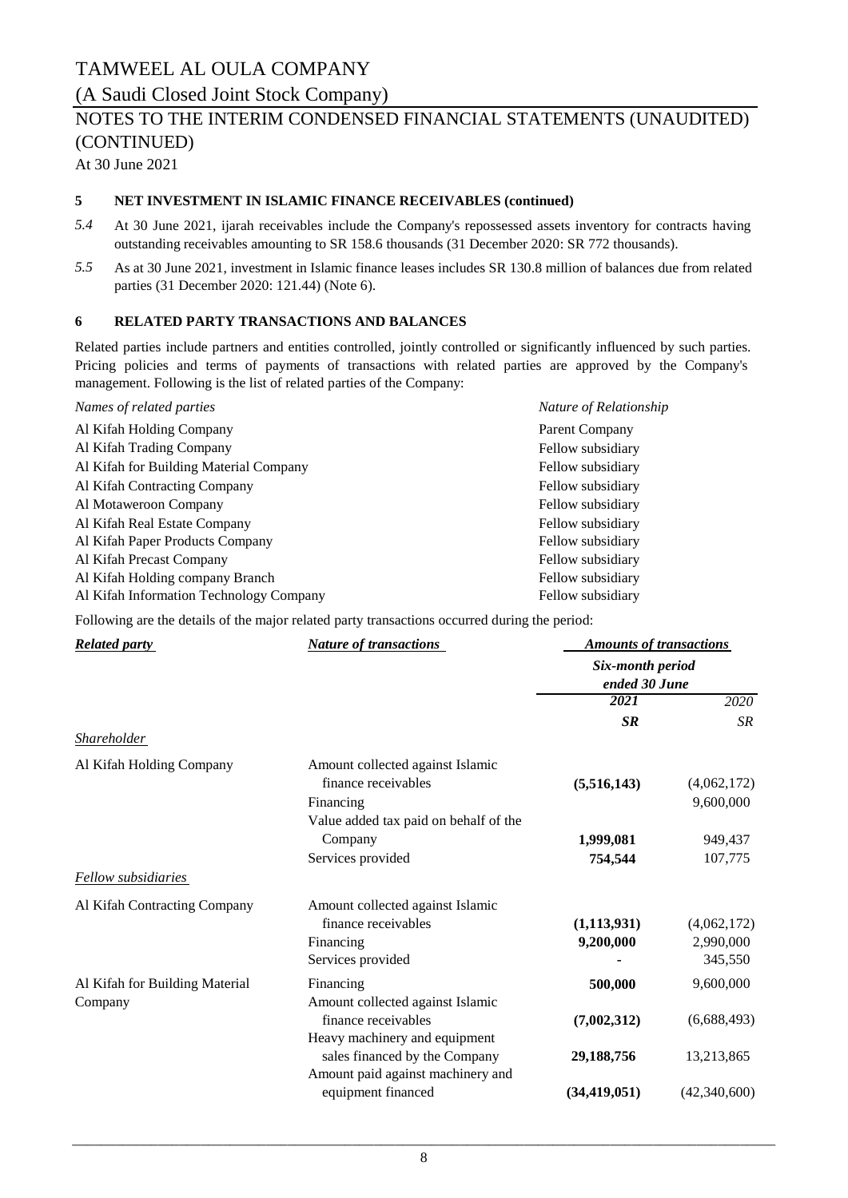# TAMWEEL AL OULA COMPANY

(A Saudi Closed Joint Stock Company)

NOTES TO THE INTERIM CONDENSED FINANCIAL STATEMENTS (UNAUDITED) (CONTINUED)

At 30 June 2021

## 5 NET INVESTMENT IN ISLAMIC FINANCE RECEIVABLES (continued)

*5.4* At 30 June 2021, ijarah receivables include the Company's repossessed assets inventory for contracts having outstanding receivables amounting to SR 158.6 thousands (31 December 2020: SR 772 thousands).

*5.5* As at 30 June 2021, investment in Islamic finance leases includes SR 130.8 million of balances due from related parties (31 December 2020: 121.44) (Note 6).

## 6 RELATED PARTY TRANSACTIONS AND BALANCES

Related parties include partners and entities controlled, jointly controlled or significantly influenced by such parties. Pricing policies and terms of payments of transactions with related parties are approved by the Company's management. Following is the list of related parties of the Company:

| *Names of related parties* | *Nature of Relationship* |
|---|---|
| Al Kifah Holding Company | Parent Company |
| Al Kifah Trading Company | Fellow subsidiary |
| Al Kifah for Building Material Company | Fellow subsidiary |
| Al Kifah Contracting Company | Fellow subsidiary |
| Al Motaweroon Company | Fellow subsidiary |
| Al Kifah Real Estate Company | Fellow subsidiary |
| Al Kifah Paper Products Company | Fellow subsidiary |
| Al Kifah Precast Company | Fellow subsidiary |
| Al Kifah Holding company Branch | Fellow subsidiary |
| Al Kifah Information Technology Company | Fellow subsidiary |

Following are the details of the major related party transactions occurred during the period:

| ***Related party*** | ***Nature of transactions*** | ***Amounts of transactions*** | |
|---|---|---|---|
| | | ***Six-month period ended 30 June*** | |
| | | ***2021*** | *2020* |
| | | ***SR*** | *SR* |
| *Shareholder* | | | |
| Al Kifah Holding Company | Amount collected against Islamic finance receivables | **(5,516,143)** | (4,062,172) |
| | Financing | | 9,600,000 |
| | Value added tax paid on behalf of the Company | **1,999,081** | 949,437 |
| | Services provided | **754,544** | 107,775 |
| *Fellow subsidiaries* | | | |
| Al Kifah Contracting Company | Amount collected against Islamic finance receivables | **(1,113,931)** | (4,062,172) |
| | Financing | **9,200,000** | 2,990,000 |
| | Services provided | **-** | 345,550 |
| Al Kifah for Building Material Company | Financing | **500,000** | 9,600,000 |
| | Amount collected against Islamic finance receivables | **(7,002,312)** | (6,688,493) |
| | Heavy machinery and equipment sales financed by the Company | **29,188,756** | 13,213,865 |
| | Amount paid against machinery and equipment financed | **(34,419,051)** | (42,340,600) |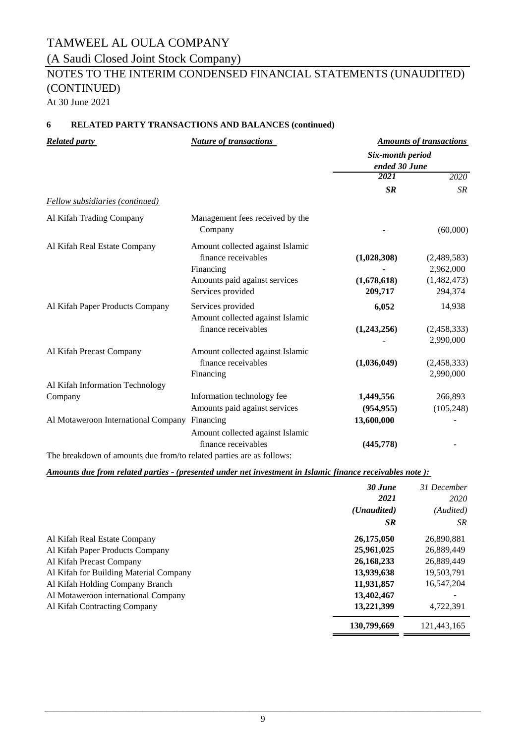# TAMWEEL AL OULA COMPANY

## (A Saudi Closed Joint Stock Company)

## NOTES TO THE INTERIM CONDENSED FINANCIAL STATEMENTS (UNAUDITED) (CONTINUED)

At 30 June 2021

### 6 RELATED PARTY TRANSACTIONS AND BALANCES (continued)

| ***Related party*** | ***Nature of transactions*** | ***Amounts of transactions*** | |
|---|---|---|---|
| | | ***Six-month period ended 30 June*** | |
| | | ***2021*** | *2020* |
| | | ***SR*** | *SR* |
| *Fellow subsidiaries (continued)* | | | |
| Al Kifah Trading Company | Management fees received by the Company | **-** | (60,000) |
| Al Kifah Real Estate Company | Amount collected against Islamic finance receivables | **(1,028,308)** | (2,489,583) |
| | Financing | **-** | 2,962,000 |
| | Amounts paid against services | **(1,678,618)** | (1,482,473) |
| | Services provided | **209,717** | 294,374 |
| Al Kifah Paper Products Company | Services provided | **6,052** | 14,938 |
| | Amount collected against Islamic finance receivables | **(1,243,256)** | (2,458,333) |
| | | **-** | 2,990,000 |
| Al Kifah Precast Company | Amount collected against Islamic finance receivables | **(1,036,049)** | (2,458,333) |
| | Financing | | 2,990,000 |
| Al Kifah Information Technology Company | Information technology fee | **1,449,556** | 266,893 |
| | Amounts paid against services | **(954,955)** | (105,248) |
| Al Motaweroon International Company | Financing | **13,600,000** | - |
| | Amount collected against Islamic finance receivables | **(445,778)** | - |

The breakdown of amounts due from/to related parties are as follows:

***Amounts due from related parties - (presented under net investment in Islamic finance receivables note ):***

| | ***30 June 2021*** | *31 December 2020* |
|---|---|---|
| | ***(Unaudited)*** | *(Audited)* |
| | ***SR*** | *SR* |
| Al Kifah Real Estate Company | **26,175,050** | 26,890,881 |
| Al Kifah Paper Products Company | **25,961,025** | 26,889,449 |
| Al Kifah Precast Company | **26,168,233** | 26,889,449 |
| Al Kifah for Building Material Company | **13,939,638** | 19,503,791 |
| Al Kifah Holding Company Branch | **11,931,857** | 16,547,204 |
| Al Motaweroon international Company | **13,402,467** | - |
| Al Kifah Contracting Company | **13,221,399** | 4,722,391 |
| | **130,799,669** | 121,443,165 |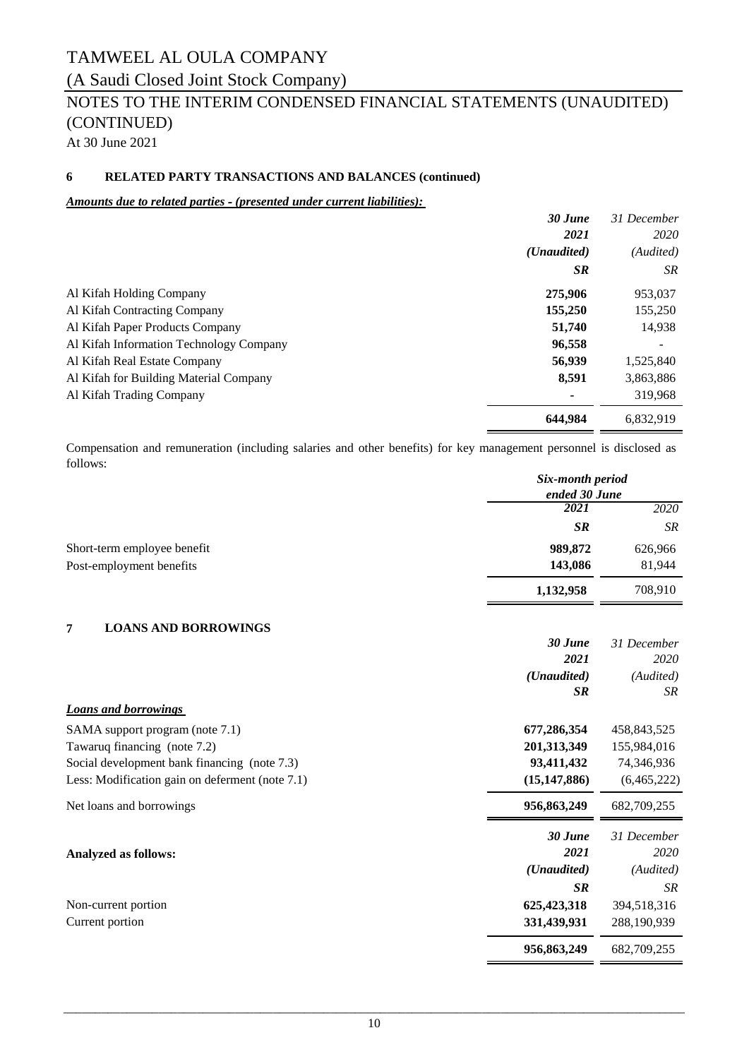# TAMWEEL AL OULA COMPANY

(A Saudi Closed Joint Stock Company)

## NOTES TO THE INTERIM CONDENSED FINANCIAL STATEMENTS (UNAUDITED) (CONTINUED)

At 30 June 2021

### 6 RELATED PARTY TRANSACTIONS AND BALANCES (continued)

***Amounts due to related parties - (presented under current liabilities):***

| | ***30 June 2021 (Unaudited) SR*** | *31 December 2020 (Audited) SR* |
|---|---|---|
| Al Kifah Holding Company | **275,906** | 953,037 |
| Al Kifah Contracting Company | **155,250** | 155,250 |
| Al Kifah Paper Products Company | **51,740** | 14,938 |
| Al Kifah Information Technology Company | **96,558** | - |
| Al Kifah Real Estate Company | **56,939** | 1,525,840 |
| Al Kifah for Building Material Company | **8,591** | 3,863,886 |
| Al Kifah Trading Company | **-** | 319,968 |
| | **644,984** | 6,832,919 |

Compensation and remuneration (including salaries and other benefits) for key management personnel is disclosed as follows:

| | ***Six-month period ended 30 June*** | |
|---|---|---|
| | ***2021*** | *2020* |
| | ***SR*** | *SR* |
| Short-term employee benefit | **989,872** | 626,966 |
| Post-employment benefits | **143,086** | 81,944 |
| | **1,132,958** | 708,910 |

### 7 LOANS AND BORROWINGS

| | ***30 June 2021 (Unaudited) SR*** | *31 December 2020 (Audited) SR* |
|---|---|---|
| ***Loans and borrowings*** | | |
| SAMA support program (note 7.1) | **677,286,354** | 458,843,525 |
| Tawaruq financing (note 7.2) | **201,313,349** | 155,984,016 |
| Social development bank financing (note 7.3) | **93,411,432** | 74,346,936 |
| Less: Modification gain on deferment (note 7.1) | **(15,147,886)** | (6,465,222) |
| Net loans and borrowings | **956,863,249** | 682,709,255 |

| **Analyzed as follows:** | ***30 June 2021 (Unaudited) SR*** | *31 December 2020 (Audited) SR* |
|---|---|---|
| Non-current portion | **625,423,318** | 394,518,316 |
| Current portion | **331,439,931** | 288,190,939 |
| | **956,863,249** | 682,709,255 |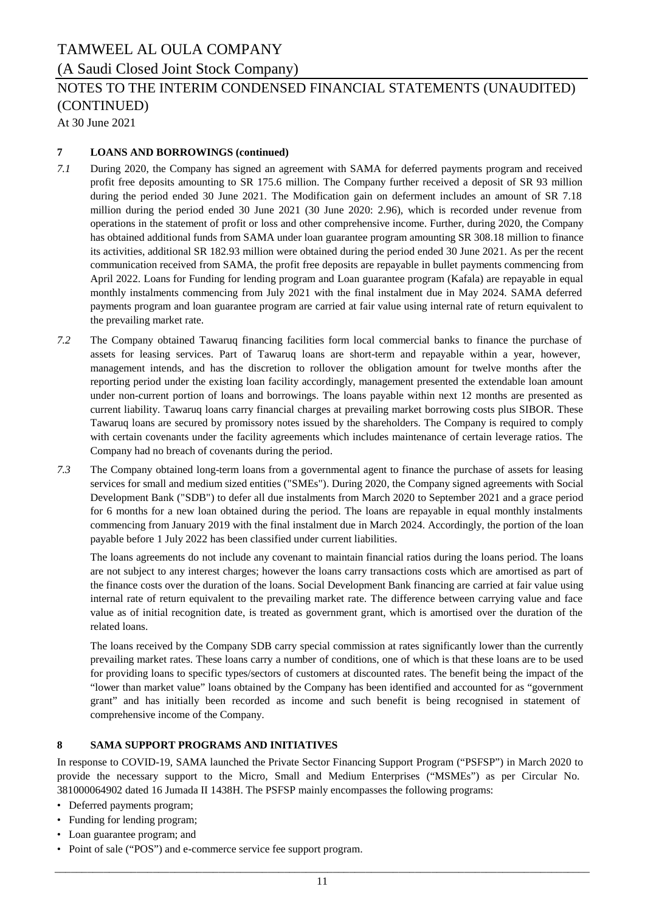## 7 LOANS AND BORROWINGS (continued)

*7.1* During 2020, the Company has signed an agreement with SAMA for deferred payments program and received profit free deposits amounting to SR 175.6 million. The Company further received a deposit of SR 93 million during the period ended 30 June 2021. The Modification gain on deferment includes an amount of SR 7.18 million during the period ended 30 June 2021 (30 June 2020: 2.96), which is recorded under revenue from operations in the statement of profit or loss and other comprehensive income. Further, during 2020, the Company has obtained additional funds from SAMA under loan guarantee program amounting SR 308.18 million to finance its activities, additional SR 182.93 million were obtained during the period ended 30 June 2021. As per the recent communication received from SAMA, the profit free deposits are repayable in bullet payments commencing from April 2022. Loans for Funding for lending program and Loan guarantee program (Kafala) are repayable in equal monthly instalments commencing from July 2021 with the final instalment due in May 2024. SAMA deferred payments program and loan guarantee program are carried at fair value using internal rate of return equivalent to the prevailing market rate.

*7.2* The Company obtained Tawaruq financing facilities form local commercial banks to finance the purchase of assets for leasing services. Part of Tawaruq loans are short-term and repayable within a year, however, management intends, and has the discretion to rollover the obligation amount for twelve months after the reporting period under the existing loan facility accordingly, management presented the extendable loan amount under non-current portion of loans and borrowings. The loans payable within next 12 months are presented as current liability. Tawaruq loans carry financial charges at prevailing market borrowing costs plus SIBOR. These Tawaruq loans are secured by promissory notes issued by the shareholders. The Company is required to comply with certain covenants under the facility agreements which includes maintenance of certain leverage ratios. The Company had no breach of covenants during the period.

*7.3* The Company obtained long-term loans from a governmental agent to finance the purchase of assets for leasing services for small and medium sized entities ("SMEs"). During 2020, the Company signed agreements with Social Development Bank ("SDB") to defer all due instalments from March 2020 to September 2021 and a grace period for 6 months for a new loan obtained during the period. The loans are repayable in equal monthly instalments commencing from January 2019 with the final instalment due in March 2024. Accordingly, the portion of the loan payable before 1 July 2022 has been classified under current liabilities.

The loans agreements do not include any covenant to maintain financial ratios during the loans period. The loans are not subject to any interest charges; however the loans carry transactions costs which are amortised as part of the finance costs over the duration of the loans. Social Development Bank financing are carried at fair value using internal rate of return equivalent to the prevailing market rate. The difference between carrying value and face value as of initial recognition date, is treated as government grant, which is amortised over the duration of the related loans.

The loans received by the Company SDB carry special commission at rates significantly lower than the currently prevailing market rates. These loans carry a number of conditions, one of which is that these loans are to be used for providing loans to specific types/sectors of customers at discounted rates. The benefit being the impact of the "lower than market value" loans obtained by the Company has been identified and accounted for as "government grant" and has initially been recorded as income and such benefit is being recognised in statement of comprehensive income of the Company.

## 8 SAMA SUPPORT PROGRAMS AND INITIATIVES

In response to COVID-19, SAMA launched the Private Sector Financing Support Program ("PSFSP") in March 2020 to provide the necessary support to the Micro, Small and Medium Enterprises ("MSMEs") as per Circular No. 381000064902 dated 16 Jumada II 1438H. The PSFSP mainly encompasses the following programs:

- Deferred payments program;
- Funding for lending program;
- Loan guarantee program; and
- Point of sale ("POS") and e-commerce service fee support program.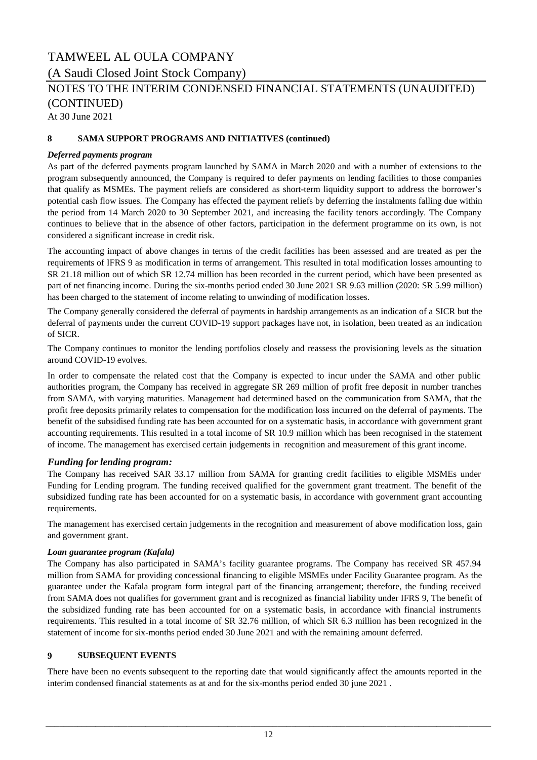# TAMWEEL AL OULA COMPANY

(A Saudi Closed Joint Stock Company)

NOTES TO THE INTERIM CONDENSED FINANCIAL STATEMENTS (UNAUDITED) (CONTINUED)

At 30 June 2021

## 8 SAMA SUPPORT PROGRAMS AND INITIATIVES (continued)

***Deferred payments program***

As part of the deferred payments program launched by SAMA in March 2020 and with a number of extensions to the program subsequently announced, the Company is required to defer payments on lending facilities to those companies that qualify as MSMEs. The payment reliefs are considered as short-term liquidity support to address the borrower's potential cash flow issues. The Company has effected the payment reliefs by deferring the instalments falling due within the period from 14 March 2020 to 30 September 2021, and increasing the facility tenors accordingly. The Company continues to believe that in the absence of other factors, participation in the deferment programme on its own, is not considered a significant increase in credit risk.

The accounting impact of above changes in terms of the credit facilities has been assessed and are treated as per the requirements of IFRS 9 as modification in terms of arrangement. This resulted in total modification losses amounting to SR 21.18 million out of which SR 12.74 million has been recorded in the current period, which have been presented as part of net financing income. During the six-months period ended 30 June 2021 SR 9.63 million (2020: SR 5.99 million) has been charged to the statement of income relating to unwinding of modification losses.

The Company generally considered the deferral of payments in hardship arrangements as an indication of a SICR but the deferral of payments under the current COVID-19 support packages have not, in isolation, been treated as an indication of SICR.

The Company continues to monitor the lending portfolios closely and reassess the provisioning levels as the situation around COVID-19 evolves.

In order to compensate the related cost that the Company is expected to incur under the SAMA and other public authorities program, the Company has received in aggregate SR 269 million of profit free deposit in number tranches from SAMA, with varying maturities. Management had determined based on the communication from SAMA, that the profit free deposits primarily relates to compensation for the modification loss incurred on the deferral of payments. The benefit of the subsidised funding rate has been accounted for on a systematic basis, in accordance with government grant accounting requirements. This resulted in a total income of SR 10.9 million which has been recognised in the statement of income. The management has exercised certain judgements in recognition and measurement of this grant income.

### *Funding for lending program:*

The Company has received SAR 33.17 million from SAMA for granting credit facilities to eligible MSMEs under Funding for Lending program. The funding received qualified for the government grant treatment. The benefit of the subsidized funding rate has been accounted for on a systematic basis, in accordance with government grant accounting requirements.

The management has exercised certain judgements in the recognition and measurement of above modification loss, gain and government grant.

***Loan guarantee program (Kafala)***

The Company has also participated in SAMA's facility guarantee programs. The Company has received SR 457.94 million from SAMA for providing concessional financing to eligible MSMEs under Facility Guarantee program. As the guarantee under the Kafala program form integral part of the financing arrangement; therefore, the funding received from SAMA does not qualifies for government grant and is recognized as financial liability under IFRS 9, The benefit of the subsidized funding rate has been accounted for on a systematic basis, in accordance with financial instruments requirements. This resulted in a total income of SR 32.76 million, of which SR 6.3 million has been recognized in the statement of income for six-months period ended 30 June 2021 and with the remaining amount deferred.

## 9 SUBSEQUENT EVENTS

There have been no events subsequent to the reporting date that would significantly affect the amounts reported in the interim condensed financial statements as at and for the six-months period ended 30 june 2021 .